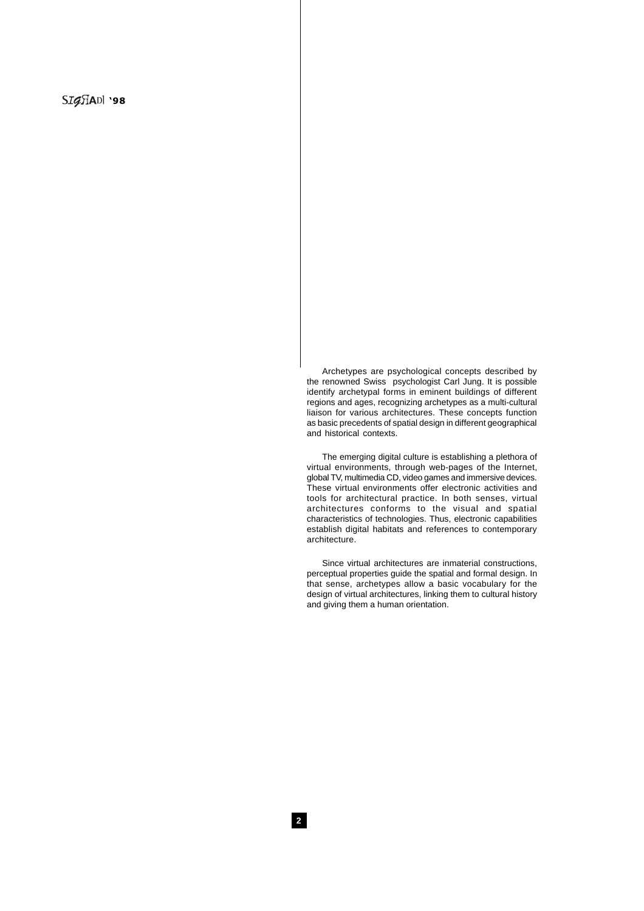Archetypes are psychological concepts described by the renowned Swiss psychologist Carl Jung. It is possible identify archetypal forms in eminent buildings of different regions and ages, recognizing archetypes as a multi-cultural liaison for various architectures. These concepts function as basic precedents of spatial design in different geographical and historical contexts.

The emerging digital culture is establishing a plethora of virtual environments, through web-pages of the Internet, global TV, multimedia CD, video games and immersive devices. These virtual environments offer electronic activities and tools for architectural practice. In both senses, virtual architectures conforms to the visual and spatial characteristics of technologies. Thus, electronic capabilities establish digital habitats and references to contemporary architecture.

Since virtual architectures are inmaterial constructions, perceptual properties guide the spatial and formal design. In that sense, archetypes allow a basic vocabulary for the design of virtual architectures, linking them to cultural history and giving them a human orientation.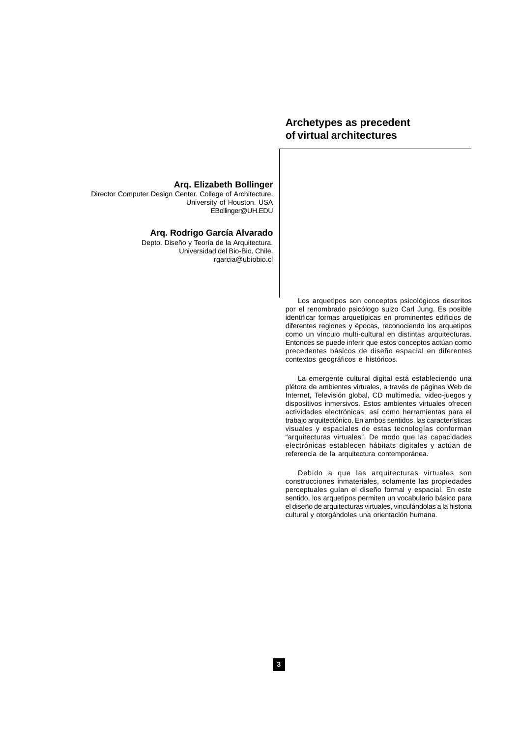# Archetypes as precedent of virtual architectures

**Arq. Elizabeth Bollinger**
Director Computer Design Center. College of Architecture.
University of Houston. USA
EBollinger@UH.EDU

**Arq. Rodrigo García Alvarado**
Depto. Diseño y Teoría de la Arquitectura.
Universidad del Bio-Bio. Chile.
rgarcia@ubiobio.cl

Los arquetipos son conceptos psicológicos descritos por el renombrado psicólogo suizo Carl Jung. Es posible identificar formas arquetípicas en prominentes edificios de diferentes regiones y épocas, reconociendo los arquetipos como un vínculo multi-cultural en distintas arquitecturas. Entonces se puede inferir que estos conceptos actúan como precedentes básicos de diseño espacial en diferentes contextos geográficos e históricos.

La emergente cultural digital está estableciendo una plétora de ambientes virtuales, a través de páginas Web de Internet, Televisión global, CD multimedia, video-juegos y dispositivos inmersivos. Estos ambientes virtuales ofrecen actividades electrónicas, así como herramientas para el trabajo arquitectónico. En ambos sentidos, las características visuales y espaciales de estas tecnologías conforman "arquitecturas virtuales". De modo que las capacidades electrónicas establecen hábitats digitales y actúan de referencia de la arquitectura contemporánea.

Debido a que las arquitecturas virtuales son construcciones inmateriales, solamente las propiedades perceptuales guían el diseño formal y espacial. En este sentido, los arquetipos permiten un vocabulario básico para el diseño de arquitecturas virtuales, vinculándolas a la historia cultural y otorgándoles una orientación humana.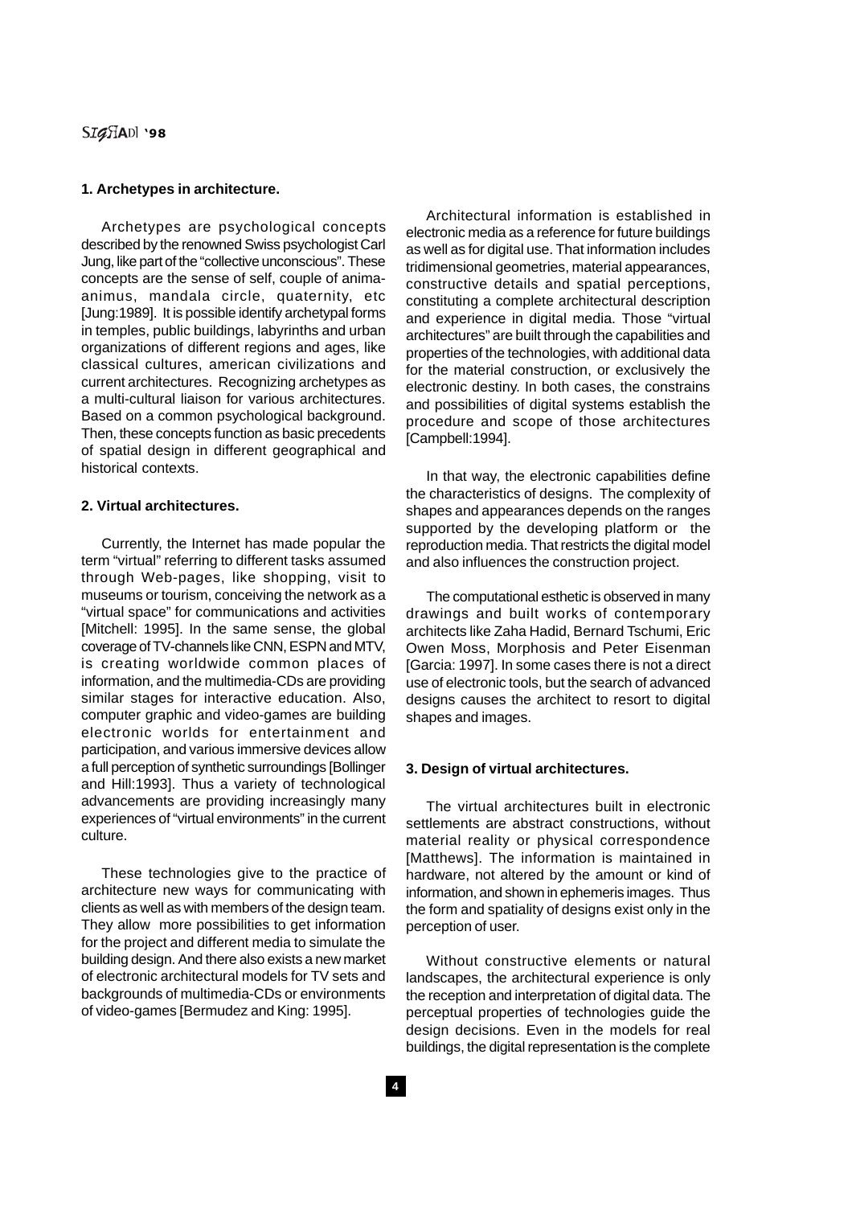## 1. Archetypes in architecture.

Archetypes are psychological concepts described by the renowned Swiss psychologist Carl Jung, like part of the "collective unconscious". These concepts are the sense of self, couple of anima-animus, mandala circle, quaternity, etc [Jung:1989]. It is possible identify archetypal forms in temples, public buildings, labyrinths and urban organizations of different regions and ages, like classical cultures, american civilizations and current architectures. Recognizing archetypes as a multi-cultural liaison for various architectures. Based on a common psychological background. Then, these concepts function as basic precedents of spatial design in different geographical and historical contexts.

## 2. Virtual architectures.

Currently, the Internet has made popular the term "virtual" referring to different tasks assumed through Web-pages, like shopping, visit to museums or tourism, conceiving the network as a "virtual space" for communications and activities [Mitchell: 1995]. In the same sense, the global coverage of TV-channels like CNN, ESPN and MTV, is creating worldwide common places of information, and the multimedia-CDs are providing similar stages for interactive education. Also, computer graphic and video-games are building electronic worlds for entertainment and participation, and various immersive devices allow a full perception of synthetic surroundings [Bollinger and Hill:1993]. Thus a variety of technological advancements are providing increasingly many experiences of "virtual environments" in the current culture.

These technologies give to the practice of architecture new ways for communicating with clients as well as with members of the design team. They allow more possibilities to get information for the project and different media to simulate the building design. And there also exists a new market of electronic architectural models for TV sets and backgrounds of multimedia-CDs or environments of video-games [Bermudez and King: 1995].

Architectural information is established in electronic media as a reference for future buildings as well as for digital use. That information includes tridimensional geometries, material appearances, constructive details and spatial perceptions, constituting a complete architectural description and experience in digital media. Those "virtual architectures" are built through the capabilities and properties of the technologies, with additional data for the material construction, or exclusively the electronic destiny. In both cases, the constrains and possibilities of digital systems establish the procedure and scope of those architectures [Campbell:1994].

In that way, the electronic capabilities define the characteristics of designs. The complexity of shapes and appearances depends on the ranges supported by the developing platform or the reproduction media. That restricts the digital model and also influences the construction project.

The computational esthetic is observed in many drawings and built works of contemporary architects like Zaha Hadid, Bernard Tschumi, Eric Owen Moss, Morphosis and Peter Eisenman [Garcia: 1997]. In some cases there is not a direct use of electronic tools, but the search of advanced designs causes the architect to resort to digital shapes and images.

## 3. Design of virtual architectures.

The virtual architectures built in electronic settlements are abstract constructions, without material reality or physical correspondence [Matthews]. The information is maintained in hardware, not altered by the amount or kind of information, and shown in ephemeris images. Thus the form and spatiality of designs exist only in the perception of user.

Without constructive elements or natural landscapes, the architectural experience is only the reception and interpretation of digital data. The perceptual properties of technologies guide the design decisions. Even in the models for real buildings, the digital representation is the complete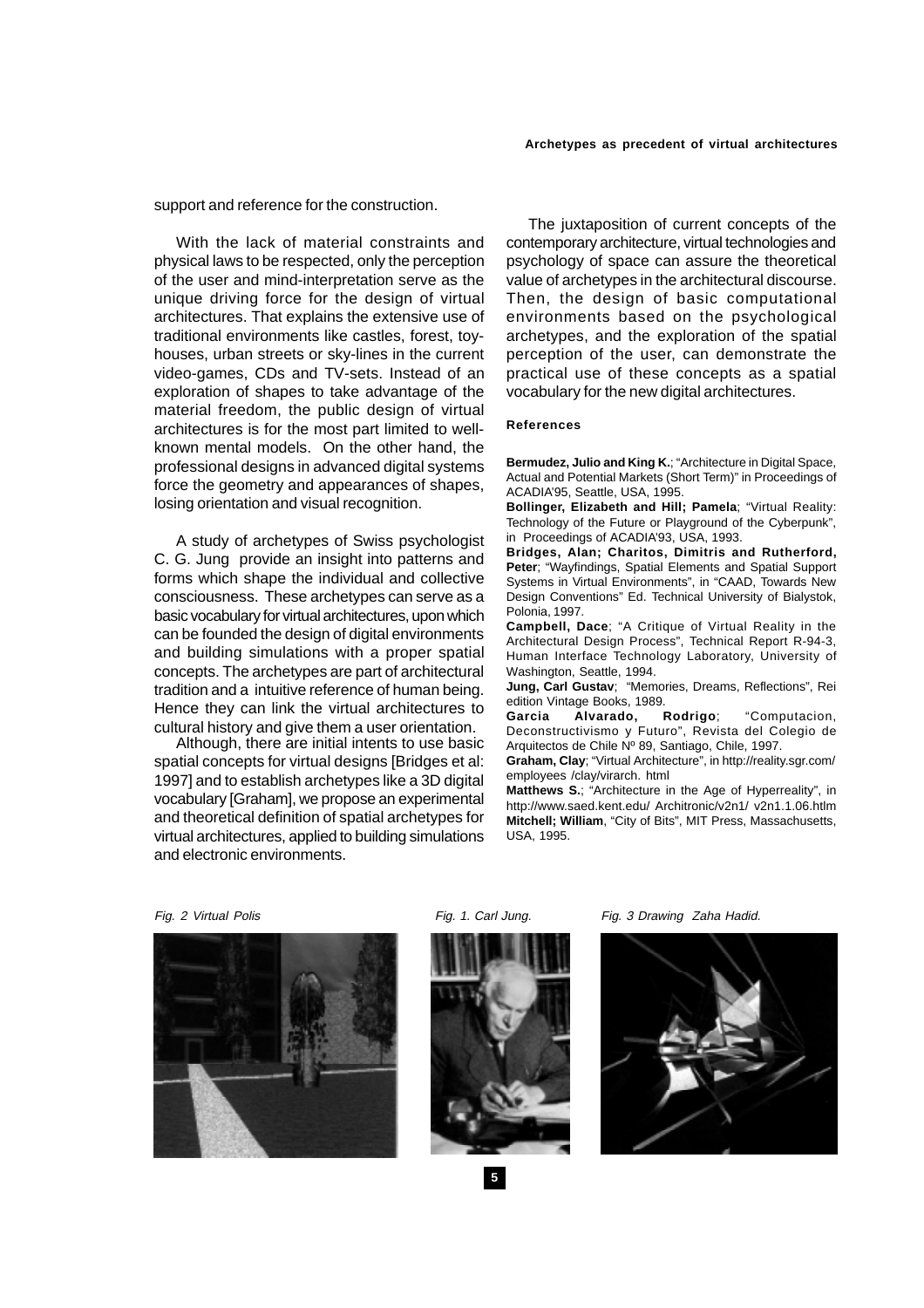support and reference for the construction.

With the lack of material constraints and physical laws to be respected, only the perception of the user and mind-interpretation serve as the unique driving force for the design of virtual architectures. That explains the extensive use of traditional environments like castles, forest, toy-houses, urban streets or sky-lines in the current video-games, CDs and TV-sets. Instead of an exploration of shapes to take advantage of the material freedom, the public design of virtual architectures is for the most part limited to well-known mental models. On the other hand, the professional designs in advanced digital systems force the geometry and appearances of shapes, losing orientation and visual recognition.

A study of archetypes of Swiss psychologist C. G. Jung provide an insight into patterns and forms which shape the individual and collective consciousness. These archetypes can serve as a basic vocabulary for virtual architectures, upon which can be founded the design of digital environments and building simulations with a proper spatial concepts. The archetypes are part of architectural tradition and a intuitive reference of human being. Hence they can link the virtual architectures to cultural history and give them a user orientation.

Although, there are initial intents to use basic spatial concepts for virtual designs [Bridges et al: 1997] and to establish archetypes like a 3D digital vocabulary [Graham], we propose an experimental and theoretical definition of spatial archetypes for virtual architectures, applied to building simulations and electronic environments.

The juxtaposition of current concepts of the contemporary architecture, virtual technologies and psychology of space can assure the theoretical value of archetypes in the architectural discourse. Then, the design of basic computational environments based on the psychological archetypes, and the exploration of the spatial perception of the user, can demonstrate the practical use of these concepts as a spatial vocabulary for the new digital architectures.

#### References

**Bermudez, Julio and King K.**; "Architecture in Digital Space, Actual and Potential Markets (Short Term)" in Proceedings of ACADIA'95, Seattle, USA, 1995.

**Bollinger, Elizabeth and Hill; Pamela**; "Virtual Reality: Technology of the Future or Playground of the Cyberpunk", in Proceedings of ACADIA'93, USA, 1993.

**Bridges, Alan; Charitos, Dimitris and Rutherford, Peter**; "Wayfindings, Spatial Elements and Spatial Support Systems in Virtual Environments", in "CAAD, Towards New Design Conventions" Ed. Technical University of Bialystok, Polonia, 1997.

**Campbell, Dace**; "A Critique of Virtual Reality in the Architectural Design Process", Technical Report R-94-3, Human Interface Technology Laboratory, University of Washington, Seattle, 1994.

**Jung, Carl Gustav**; "Memories, Dreams, Reflections", Rei edition Vintage Books, 1989.

**Garcia Alvarado, Rodrigo**; "Computacion, Deconstructivismo y Futuro", Revista del Colegio de Arquitectos de Chile Nº 89, Santiago, Chile, 1997.

**Graham, Clay**; "Virtual Architecture", in http://reality.sgr.com/employees /clay/virarch. html

**Matthews S.**; "Architecture in the Age of Hyperreality", in http://www.saed.kent.edu/ Architronic/v2n1/ v2n1.1.06.htlm

**Mitchell; William**, "City of Bits", MIT Press, Massachusetts, USA, 1995.

*Fig. 2 Virtual Polis*

*Fig. 1. Carl Jung.*

*Fig. 3 Drawing Zaha Hadid.*